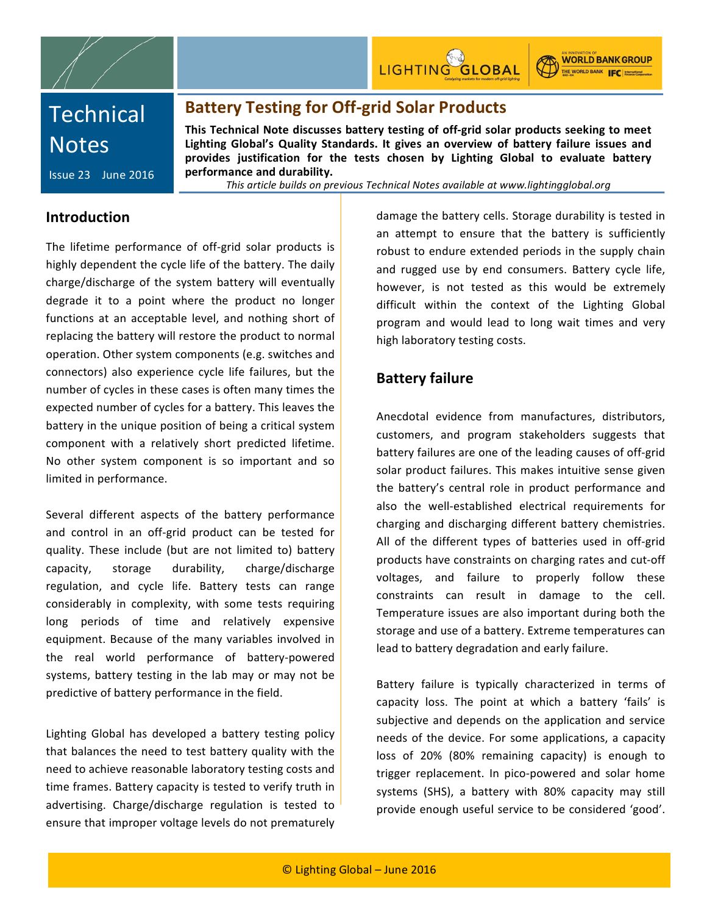Technical Notes

Issue 23 June 2016

# Battery Testing for Off-grid Solar Products

**This Technical Note discusses battery testing of off-grid solar products seeking to meet Lighting Global's Quality Standards. It gives an overview of battery failure issues and provides justification for the tests chosen by Lighting Global to evaluate battery performance and durability.**

*This article builds on previous Technical Notes available at www.lightingglobal.org*

## Introduction

The lifetime performance of off-grid solar products is highly dependent the cycle life of the battery. The daily charge/discharge of the system battery will eventually degrade it to a point where the product no longer functions at an acceptable level, and nothing short of replacing the battery will restore the product to normal operation. Other system components (e.g. switches and connectors) also experience cycle life failures, but the number of cycles in these cases is often many times the expected number of cycles for a battery. This leaves the battery in the unique position of being a critical system component with a relatively short predicted lifetime. No other system component is so important and so limited in performance.

Several different aspects of the battery performance and control in an off-grid product can be tested for quality. These include (but are not limited to) battery capacity, storage durability, charge/discharge regulation, and cycle life. Battery tests can range considerably in complexity, with some tests requiring long periods of time and relatively expensive equipment. Because of the many variables involved in the real world performance of battery-powered systems, battery testing in the lab may or may not be predictive of battery performance in the field.

Lighting Global has developed a battery testing policy that balances the need to test battery quality with the need to achieve reasonable laboratory testing costs and time frames. Battery capacity is tested to verify truth in advertising. Charge/discharge regulation is tested to ensure that improper voltage levels do not prematurely damage the battery cells. Storage durability is tested in an attempt to ensure that the battery is sufficiently robust to endure extended periods in the supply chain and rugged use by end consumers. Battery cycle life, however, is not tested as this would be extremely difficult within the context of the Lighting Global program and would lead to long wait times and very high laboratory testing costs.

## Battery failure

Anecdotal evidence from manufactures, distributors, customers, and program stakeholders suggests that battery failures are one of the leading causes of off-grid solar product failures. This makes intuitive sense given the battery's central role in product performance and also the well-established electrical requirements for charging and discharging different battery chemistries. All of the different types of batteries used in off-grid products have constraints on charging rates and cut-off voltages, and failure to properly follow these constraints can result in damage to the cell. Temperature issues are also important during both the storage and use of a battery. Extreme temperatures can lead to battery degradation and early failure.

Battery failure is typically characterized in terms of capacity loss. The point at which a battery 'fails' is subjective and depends on the application and service needs of the device. For some applications, a capacity loss of 20% (80% remaining capacity) is enough to trigger replacement. In pico-powered and solar home systems (SHS), a battery with 80% capacity may still provide enough useful service to be considered 'good'.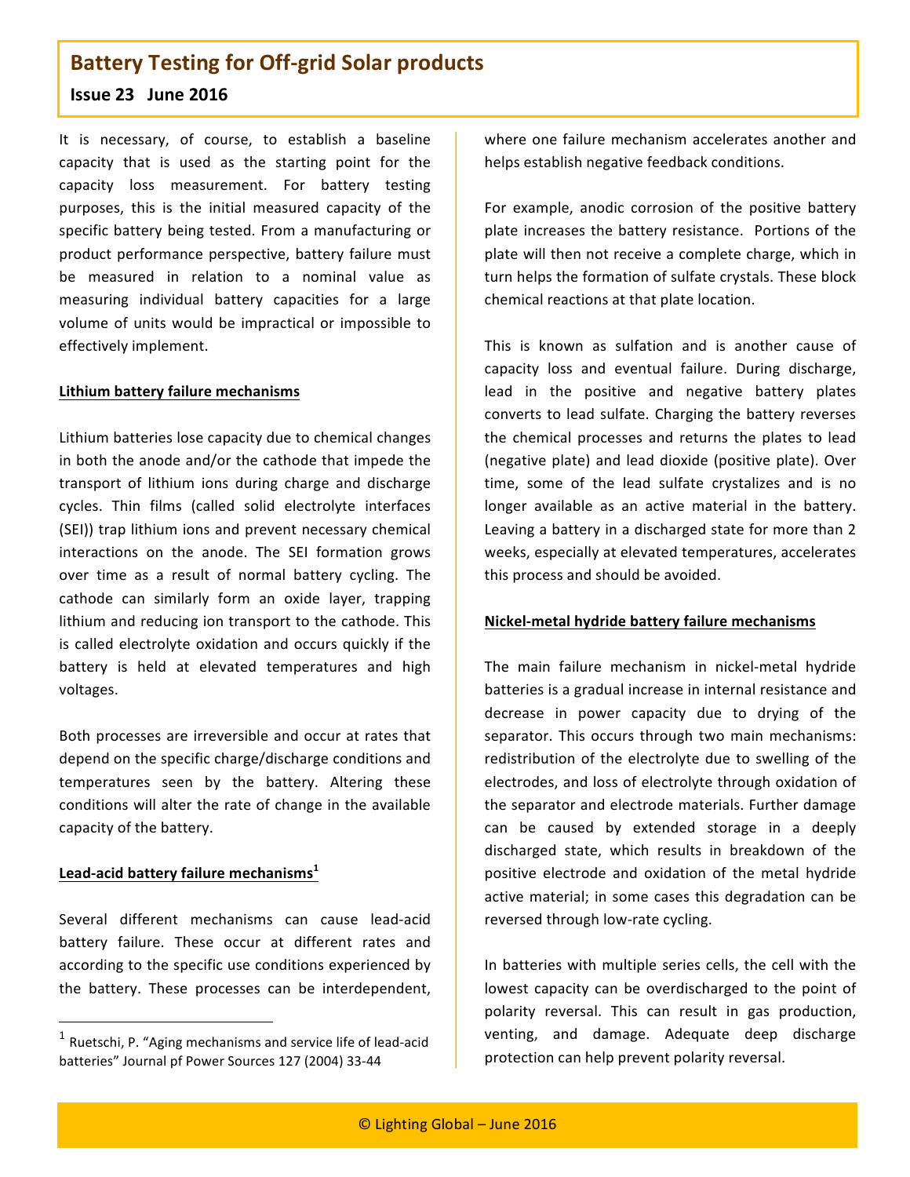It is necessary, of course, to establish a baseline capacity that is used as the starting point for the capacity loss measurement. For battery testing purposes, this is the initial measured capacity of the specific battery being tested. From a manufacturing or product performance perspective, battery failure must be measured in relation to a nominal value as measuring individual battery capacities for a large volume of units would be impractical or impossible to effectively implement.

**Lithium battery failure mechanisms**

Lithium batteries lose capacity due to chemical changes in both the anode and/or the cathode that impede the transport of lithium ions during charge and discharge cycles. Thin films (called solid electrolyte interfaces (SEI)) trap lithium ions and prevent necessary chemical interactions on the anode. The SEI formation grows over time as a result of normal battery cycling. The cathode can similarly form an oxide layer, trapping lithium and reducing ion transport to the cathode. This is called electrolyte oxidation and occurs quickly if the battery is held at elevated temperatures and high voltages.

Both processes are irreversible and occur at rates that depend on the specific charge/discharge conditions and temperatures seen by the battery. Altering these conditions will alter the rate of change in the available capacity of the battery.

**Lead-acid battery failure mechanisms[1]**

Several different mechanisms can cause lead-acid battery failure. These occur at different rates and according to the specific use conditions experienced by the battery. These processes can be interdependent, where one failure mechanism accelerates another and helps establish negative feedback conditions.

For example, anodic corrosion of the positive battery plate increases the battery resistance. Portions of the plate will then not receive a complete charge, which in turn helps the formation of sulfate crystals. These block chemical reactions at that plate location.

This is known as sulfation and is another cause of capacity loss and eventual failure. During discharge, lead in the positive and negative battery plates converts to lead sulfate. Charging the battery reverses the chemical processes and returns the plates to lead (negative plate) and lead dioxide (positive plate). Over time, some of the lead sulfate crystalizes and is no longer available as an active material in the battery. Leaving a battery in a discharged state for more than 2 weeks, especially at elevated temperatures, accelerates this process and should be avoided.

**Nickel-metal hydride battery failure mechanisms**

The main failure mechanism in nickel-metal hydride batteries is a gradual increase in internal resistance and decrease in power capacity due to drying of the separator. This occurs through two main mechanisms: redistribution of the electrolyte due to swelling of the electrodes, and loss of electrolyte through oxidation of the separator and electrode materials. Further damage can be caused by extended storage in a deeply discharged state, which results in breakdown of the positive electrode and oxidation of the metal hydride active material; in some cases this degradation can be reversed through low-rate cycling.

In batteries with multiple series cells, the cell with the lowest capacity can be overdischarged to the point of polarity reversal. This can result in gas production, venting, and damage. Adequate deep discharge protection can help prevent polarity reversal.

---

[1] Ruetschi, P. "Aging mechanisms and service life of lead-acid batteries" Journal pf Power Sources 127 (2004) 33-44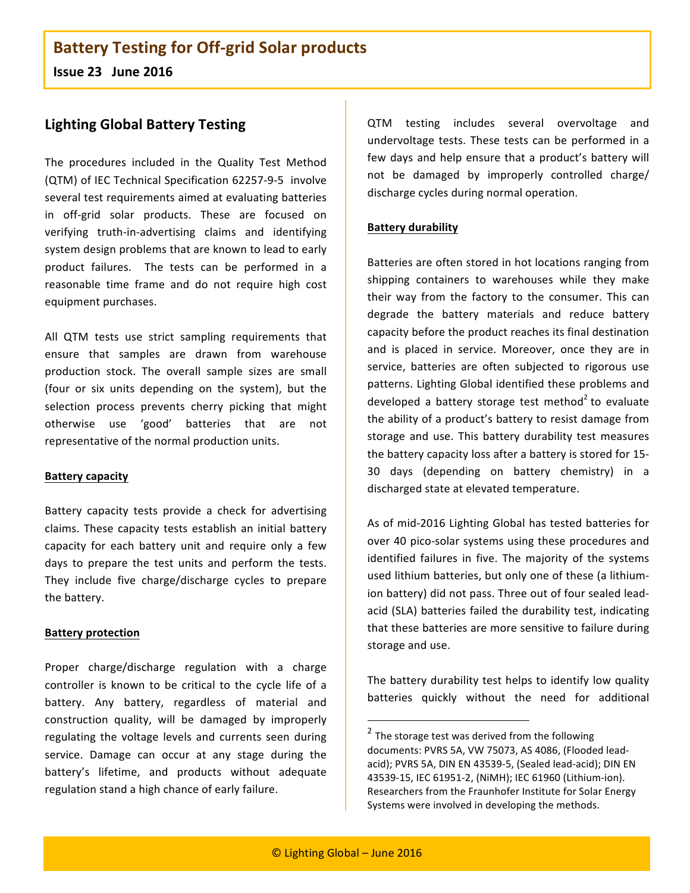# Battery Testing for Off-grid Solar products

**Issue 23 June 2016**

## Lighting Global Battery Testing

The procedures included in the Quality Test Method (QTM) of IEC Technical Specification 62257-9-5 involve several test requirements aimed at evaluating batteries in off-grid solar products. These are focused on verifying truth-in-advertising claims and identifying system design problems that are known to lead to early product failures. The tests can be performed in a reasonable time frame and do not require high cost equipment purchases.

All QTM tests use strict sampling requirements that ensure that samples are drawn from warehouse production stock. The overall sample sizes are small (four or six units depending on the system), but the selection process prevents cherry picking that might otherwise use 'good' batteries that are not representative of the normal production units.

**Battery capacity**

Battery capacity tests provide a check for advertising claims. These capacity tests establish an initial battery capacity for each battery unit and require only a few days to prepare the test units and perform the tests. They include five charge/discharge cycles to prepare the battery.

**Battery protection**

Proper charge/discharge regulation with a charge controller is known to be critical to the cycle life of a battery. Any battery, regardless of material and construction quality, will be damaged by improperly regulating the voltage levels and currents seen during service. Damage can occur at any stage during the battery's lifetime, and products without adequate regulation stand a high chance of early failure.

QTM testing includes several overvoltage and undervoltage tests. These tests can be performed in a few days and help ensure that a product's battery will not be damaged by improperly controlled charge/ discharge cycles during normal operation.

**Battery durability**

Batteries are often stored in hot locations ranging from shipping containers to warehouses while they make their way from the factory to the consumer. This can degrade the battery materials and reduce battery capacity before the product reaches its final destination and is placed in service. Moreover, once they are in service, batteries are often subjected to rigorous use patterns. Lighting Global identified these problems and developed a battery storage test method[2] to evaluate the ability of a product's battery to resist damage from storage and use. This battery durability test measures the battery capacity loss after a battery is stored for 15-30 days (depending on battery chemistry) in a discharged state at elevated temperature.

As of mid-2016 Lighting Global has tested batteries for over 40 pico-solar systems using these procedures and identified failures in five. The majority of the systems used lithium batteries, but only one of these (a lithium-ion battery) did not pass. Three out of four sealed lead-acid (SLA) batteries failed the durability test, indicating that these batteries are more sensitive to failure during storage and use.

The battery durability test helps to identify low quality batteries quickly without the need for additional

---

[2] The storage test was derived from the following documents: PVRS 5A, VW 75073, AS 4086, (Flooded lead-acid); PVRS 5A, DIN EN 43539-5, (Sealed lead-acid); DIN EN 43539-15, IEC 61951-2, (NiMH); IEC 61960 (Lithium-ion). Researchers from the Fraunhofer Institute for Solar Energy Systems were involved in developing the methods.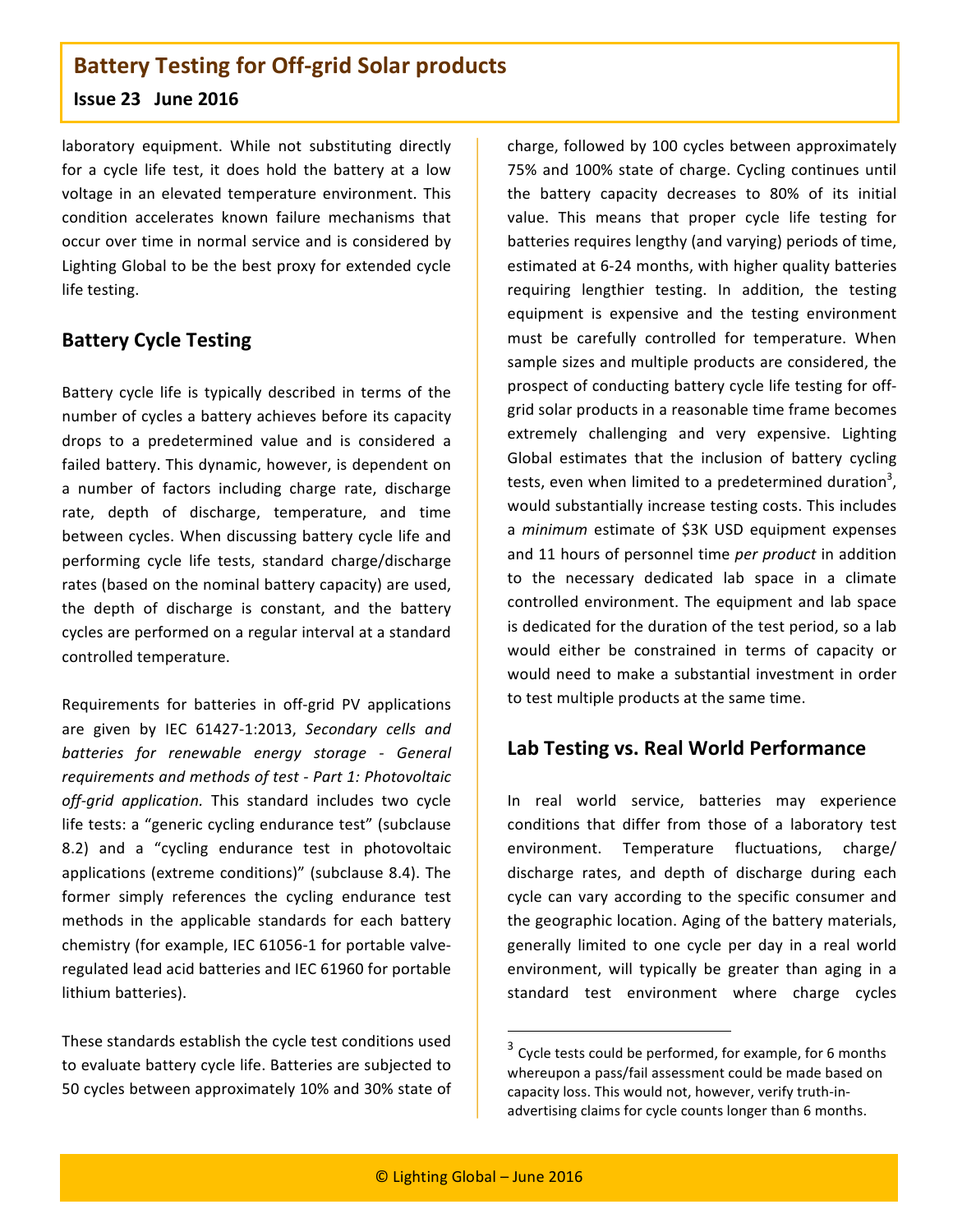laboratory equipment. While not substituting directly for a cycle life test, it does hold the battery at a low voltage in an elevated temperature environment. This condition accelerates known failure mechanisms that occur over time in normal service and is considered by Lighting Global to be the best proxy for extended cycle life testing.

## Battery Cycle Testing

Battery cycle life is typically described in terms of the number of cycles a battery achieves before its capacity drops to a predetermined value and is considered a failed battery. This dynamic, however, is dependent on a number of factors including charge rate, discharge rate, depth of discharge, temperature, and time between cycles. When discussing battery cycle life and performing cycle life tests, standard charge/discharge rates (based on the nominal battery capacity) are used, the depth of discharge is constant, and the battery cycles are performed on a regular interval at a standard controlled temperature.

Requirements for batteries in off-grid PV applications are given by IEC 61427-1:2013, *Secondary cells and batteries for renewable energy storage - General requirements and methods of test - Part 1: Photovoltaic off-grid application.* This standard includes two cycle life tests: a "generic cycling endurance test" (subclause 8.2) and a "cycling endurance test in photovoltaic applications (extreme conditions)" (subclause 8.4). The former simply references the cycling endurance test methods in the applicable standards for each battery chemistry (for example, IEC 61056-1 for portable valve-regulated lead acid batteries and IEC 61960 for portable lithium batteries).

These standards establish the cycle test conditions used to evaluate battery cycle life. Batteries are subjected to 50 cycles between approximately 10% and 30% state of charge, followed by 100 cycles between approximately 75% and 100% state of charge. Cycling continues until the battery capacity decreases to 80% of its initial value. This means that proper cycle life testing for batteries requires lengthy (and varying) periods of time, estimated at 6-24 months, with higher quality batteries requiring lengthier testing. In addition, the testing equipment is expensive and the testing environment must be carefully controlled for temperature. When sample sizes and multiple products are considered, the prospect of conducting battery cycle life testing for off-grid solar products in a reasonable time frame becomes extremely challenging and very expensive. Lighting Global estimates that the inclusion of battery cycling tests, even when limited to a predetermined duration[3], would substantially increase testing costs. This includes a *minimum* estimate of $3K USD equipment expenses and 11 hours of personnel time *per product* in addition to the necessary dedicated lab space in a climate controlled environment. The equipment and lab space is dedicated for the duration of the test period, so a lab would either be constrained in terms of capacity or would need to make a substantial investment in order to test multiple products at the same time.

## Lab Testing vs. Real World Performance

In real world service, batteries may experience conditions that differ from those of a laboratory test environment. Temperature fluctuations, charge/ discharge rates, and depth of discharge during each cycle can vary according to the specific consumer and the geographic location. Aging of the battery materials, generally limited to one cycle per day in a real world environment, will typically be greater than aging in a standard test environment where charge cycles

[3] Cycle tests could be performed, for example, for 6 months whereupon a pass/fail assessment could be made based on capacity loss. This would not, however, verify truth-in-advertising claims for cycle counts longer than 6 months.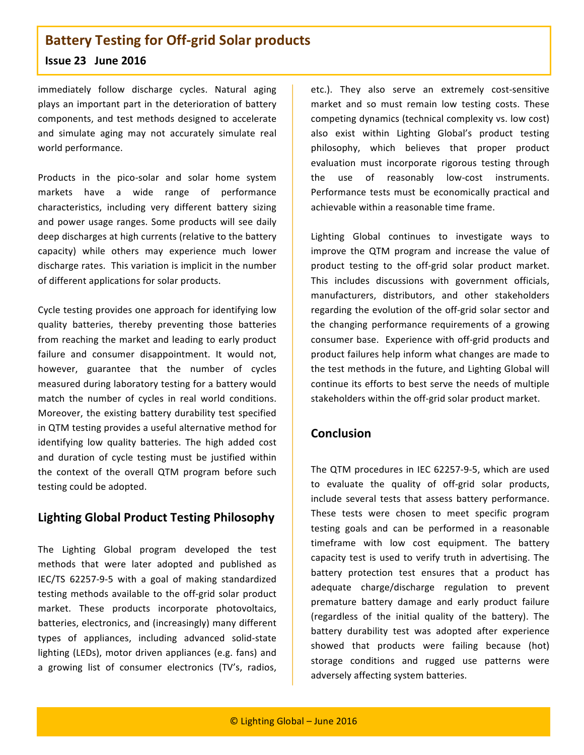immediately follow discharge cycles. Natural aging plays an important part in the deterioration of battery components, and test methods designed to accelerate and simulate aging may not accurately simulate real world performance.

Products in the pico-solar and solar home system markets have a wide range of performance characteristics, including very different battery sizing and power usage ranges. Some products will see daily deep discharges at high currents (relative to the battery capacity) while others may experience much lower discharge rates. This variation is implicit in the number of different applications for solar products.

Cycle testing provides one approach for identifying low quality batteries, thereby preventing those batteries from reaching the market and leading to early product failure and consumer disappointment. It would not, however, guarantee that the number of cycles measured during laboratory testing for a battery would match the number of cycles in real world conditions. Moreover, the existing battery durability test specified in QTM testing provides a useful alternative method for identifying low quality batteries. The high added cost and duration of cycle testing must be justified within the context of the overall QTM program before such testing could be adopted.

## Lighting Global Product Testing Philosophy

The Lighting Global program developed the test methods that were later adopted and published as IEC/TS 62257-9-5 with a goal of making standardized testing methods available to the off-grid solar product market. These products incorporate photovoltaics, batteries, electronics, and (increasingly) many different types of appliances, including advanced solid-state lighting (LEDs), motor driven appliances (e.g. fans) and a growing list of consumer electronics (TV's, radios, etc.). They also serve an extremely cost-sensitive market and so must remain low testing costs. These competing dynamics (technical complexity vs. low cost) also exist within Lighting Global's product testing philosophy, which believes that proper product evaluation must incorporate rigorous testing through the use of reasonably low-cost instruments. Performance tests must be economically practical and achievable within a reasonable time frame.

Lighting Global continues to investigate ways to improve the QTM program and increase the value of product testing to the off-grid solar product market. This includes discussions with government officials, manufacturers, distributors, and other stakeholders regarding the evolution of the off-grid solar sector and the changing performance requirements of a growing consumer base. Experience with off-grid products and product failures help inform what changes are made to the test methods in the future, and Lighting Global will continue its efforts to best serve the needs of multiple stakeholders within the off-grid solar product market.

## Conclusion

The QTM procedures in IEC 62257-9-5, which are used to evaluate the quality of off-grid solar products, include several tests that assess battery performance. These tests were chosen to meet specific program testing goals and can be performed in a reasonable timeframe with low cost equipment. The battery capacity test is used to verify truth in advertising. The battery protection test ensures that a product has adequate charge/discharge regulation to prevent premature battery damage and early product failure (regardless of the initial quality of the battery). The battery durability test was adopted after experience showed that products were failing because (hot) storage conditions and rugged use patterns were adversely affecting system batteries.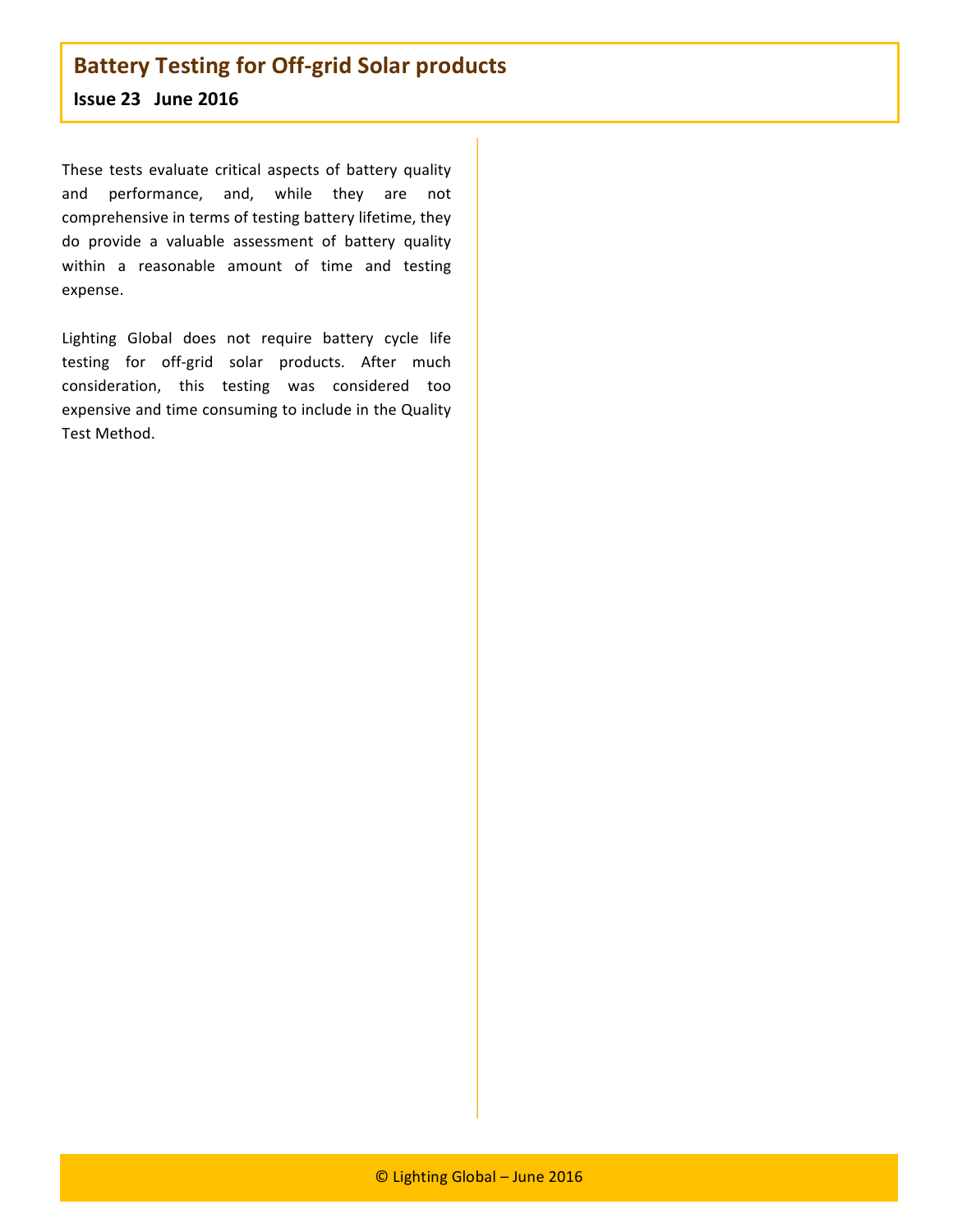These tests evaluate critical aspects of battery quality and performance, and, while they are not comprehensive in terms of testing battery lifetime, they do provide a valuable assessment of battery quality within a reasonable amount of time and testing expense.

Lighting Global does not require battery cycle life testing for off-grid solar products. After much consideration, this testing was considered too expensive and time consuming to include in the Quality Test Method.